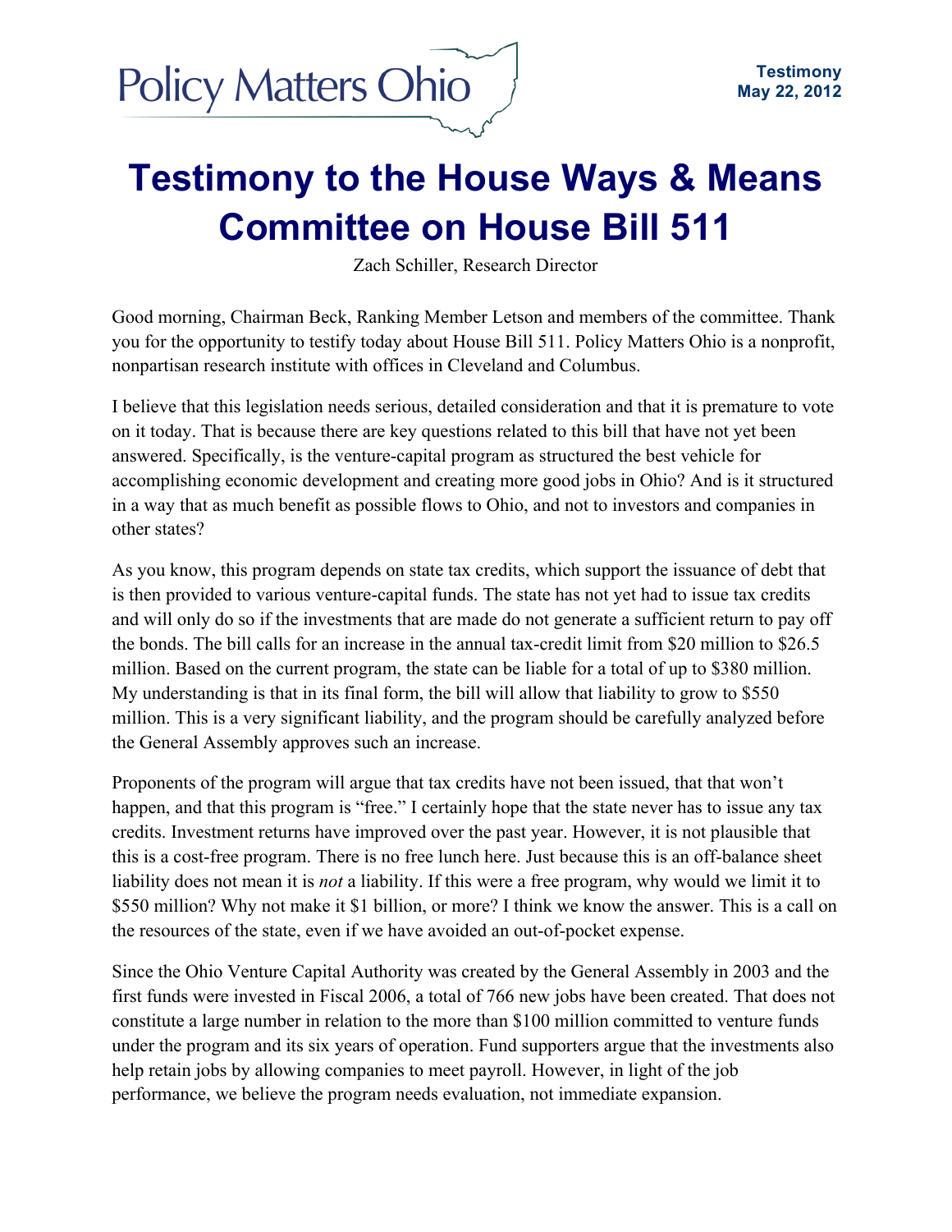Policy Matters Ohio

**Testimony**
**May 22, 2012**

# Testimony to the House Ways & Means Committee on House Bill 511

Zach Schiller, Research Director

Good morning, Chairman Beck, Ranking Member Letson and members of the committee. Thank you for the opportunity to testify today about House Bill 511. Policy Matters Ohio is a nonprofit, nonpartisan research institute with offices in Cleveland and Columbus.

I believe that this legislation needs serious, detailed consideration and that it is premature to vote on it today. That is because there are key questions related to this bill that have not yet been answered. Specifically, is the venture-capital program as structured the best vehicle for accomplishing economic development and creating more good jobs in Ohio? And is it structured in a way that as much benefit as possible flows to Ohio, and not to investors and companies in other states?

As you know, this program depends on state tax credits, which support the issuance of debt that is then provided to various venture-capital funds. The state has not yet had to issue tax credits and will only do so if the investments that are made do not generate a sufficient return to pay off the bonds. The bill calls for an increase in the annual tax-credit limit from $20 million to $26.5 million. Based on the current program, the state can be liable for a total of up to $380 million. My understanding is that in its final form, the bill will allow that liability to grow to $550 million. This is a very significant liability, and the program should be carefully analyzed before the General Assembly approves such an increase.

Proponents of the program will argue that tax credits have not been issued, that that won't happen, and that this program is "free." I certainly hope that the state never has to issue any tax credits. Investment returns have improved over the past year. However, it is not plausible that this is a cost-free program. There is no free lunch here. Just because this is an off-balance sheet liability does not mean it is *not* a liability. If this were a free program, why would we limit it to $550 million? Why not make it $1 billion, or more? I think we know the answer. This is a call on the resources of the state, even if we have avoided an out-of-pocket expense.

Since the Ohio Venture Capital Authority was created by the General Assembly in 2003 and the first funds were invested in Fiscal 2006, a total of 766 new jobs have been created. That does not constitute a large number in relation to the more than $100 million committed to venture funds under the program and its six years of operation. Fund supporters argue that the investments also help retain jobs by allowing companies to meet payroll. However, in light of the job performance, we believe the program needs evaluation, not immediate expansion.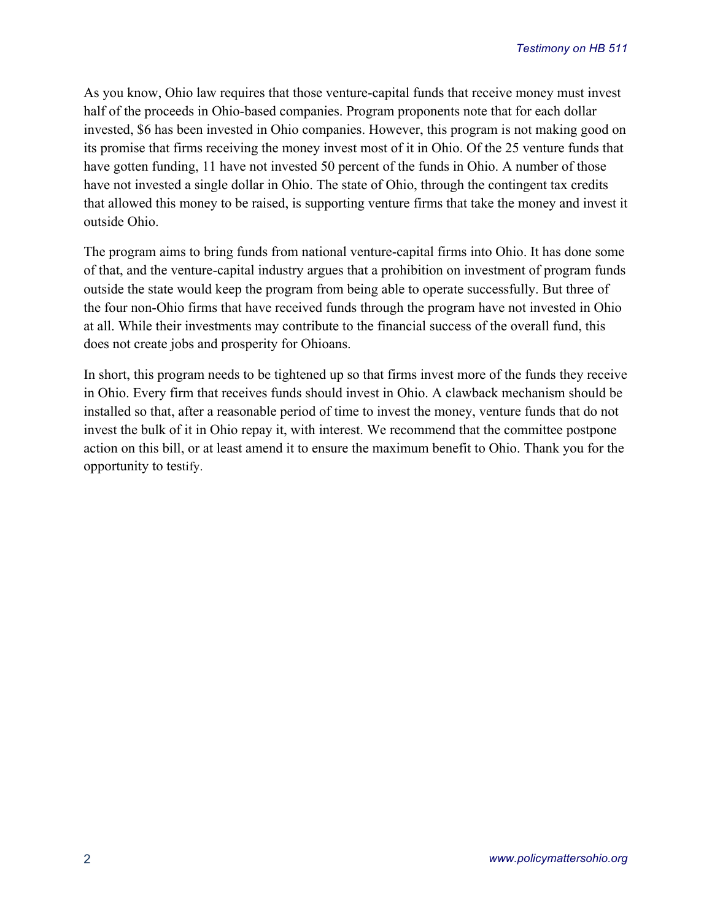As you know, Ohio law requires that those venture-capital funds that receive money must invest half of the proceeds in Ohio-based companies. Program proponents note that for each dollar invested, $6 has been invested in Ohio companies. However, this program is not making good on its promise that firms receiving the money invest most of it in Ohio. Of the 25 venture funds that have gotten funding, 11 have not invested 50 percent of the funds in Ohio. A number of those have not invested a single dollar in Ohio. The state of Ohio, through the contingent tax credits that allowed this money to be raised, is supporting venture firms that take the money and invest it outside Ohio.

The program aims to bring funds from national venture-capital firms into Ohio. It has done some of that, and the venture-capital industry argues that a prohibition on investment of program funds outside the state would keep the program from being able to operate successfully. But three of the four non-Ohio firms that have received funds through the program have not invested in Ohio at all. While their investments may contribute to the financial success of the overall fund, this does not create jobs and prosperity for Ohioans.

In short, this program needs to be tightened up so that firms invest more of the funds they receive in Ohio. Every firm that receives funds should invest in Ohio. A clawback mechanism should be installed so that, after a reasonable period of time to invest the money, venture funds that do not invest the bulk of it in Ohio repay it, with interest. We recommend that the committee postpone action on this bill, or at least amend it to ensure the maximum benefit to Ohio. Thank you for the opportunity to testify.